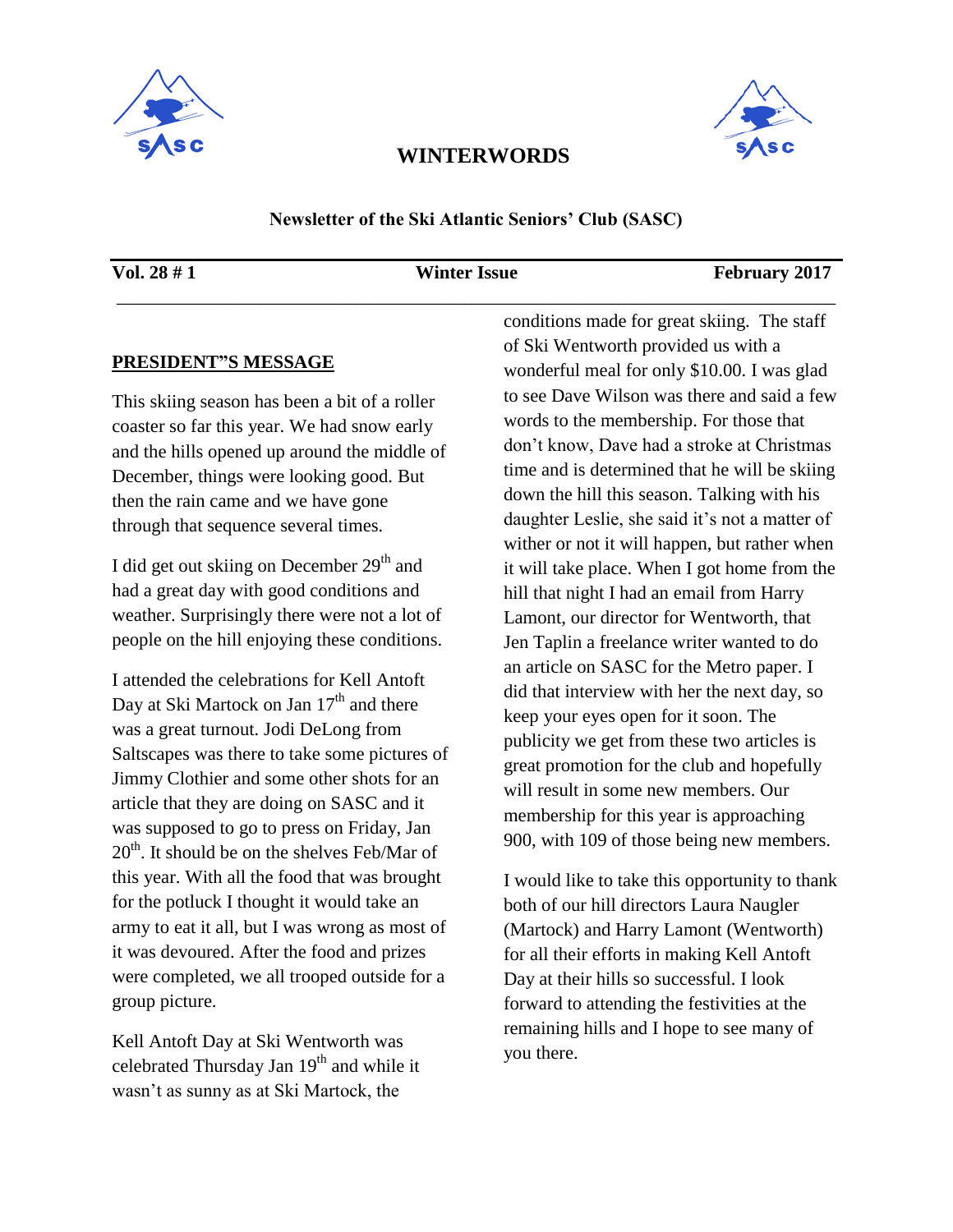# WINTERWORDS

**Newsletter of the Ski Atlantic Seniors' Club (SASC)**

**Vol. 28 # 1** | **Winter Issue** | **February 2017**

---

## PRESIDENT"S MESSAGE

This skiing season has been a bit of a roller coaster so far this year. We had snow early and the hills opened up around the middle of December, things were looking good. But then the rain came and we have gone through that sequence several times.

I did get out skiing on December 29th and had a great day with good conditions and weather. Surprisingly there were not a lot of people on the hill enjoying these conditions.

I attended the celebrations for Kell Antoft Day at Ski Martock on Jan 17th and there was a great turnout. Jodi DeLong from Saltscapes was there to take some pictures of Jimmy Clothier and some other shots for an article that they are doing on SASC and it was supposed to go to press on Friday, Jan 20th. It should be on the shelves Feb/Mar of this year. With all the food that was brought for the potluck I thought it would take an army to eat it all, but I was wrong as most of it was devoured. After the food and prizes were completed, we all trooped outside for a group picture.

Kell Antoft Day at Ski Wentworth was celebrated Thursday Jan 19th and while it wasn't as sunny as at Ski Martock, the conditions made for great skiing. The staff of Ski Wentworth provided us with a wonderful meal for only $10.00. I was glad to see Dave Wilson was there and said a few words to the membership. For those that don't know, Dave had a stroke at Christmas time and is determined that he will be skiing down the hill this season. Talking with his daughter Leslie, she said it's not a matter of wither or not it will happen, but rather when it will take place. When I got home from the hill that night I had an email from Harry Lamont, our director for Wentworth, that Jen Taplin a freelance writer wanted to do an article on SASC for the Metro paper. I did that interview with her the next day, so keep your eyes open for it soon. The publicity we get from these two articles is great promotion for the club and hopefully will result in some new members. Our membership for this year is approaching 900, with 109 of those being new members.

I would like to take this opportunity to thank both of our hill directors Laura Naugler (Martock) and Harry Lamont (Wentworth) for all their efforts in making Kell Antoft Day at their hills so successful. I look forward to attending the festivities at the remaining hills and I hope to see many of you there.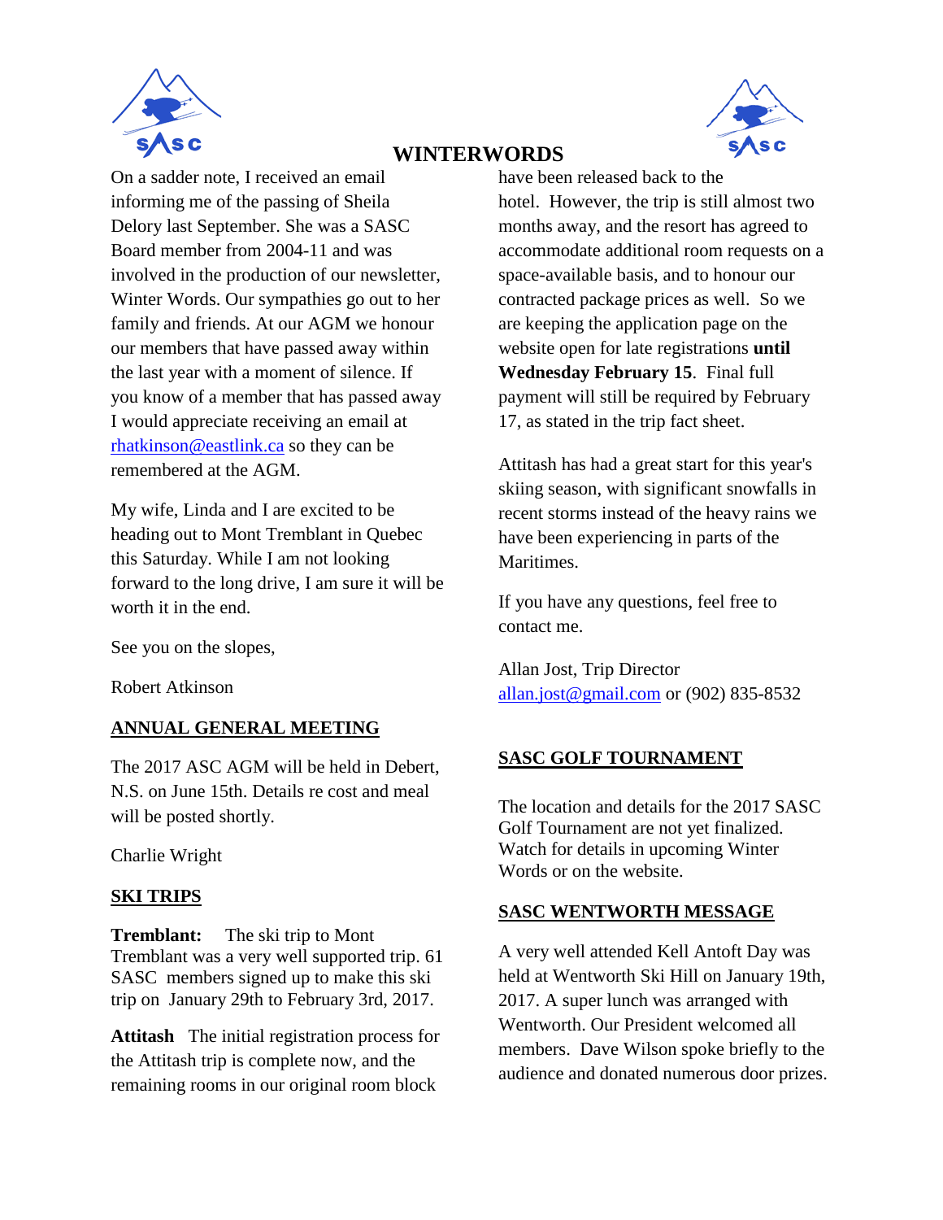# WINTERWORDS

On a sadder note, I received an email informing me of the passing of Sheila Delory last September. She was a SASC Board member from 2004-11 and was involved in the production of our newsletter, Winter Words. Our sympathies go out to her family and friends. At our AGM we honour our members that have passed away within the last year with a moment of silence. If you know of a member that has passed away I would appreciate receiving an email at rhatkinson@eastlink.ca so they can be remembered at the AGM.

My wife, Linda and I are excited to be heading out to Mont Tremblant in Quebec this Saturday. While I am not looking forward to the long drive, I am sure it will be worth it in the end.

See you on the slopes,

Robert Atkinson

## ANNUAL GENERAL MEETING

The 2017 ASC AGM will be held in Debert, N.S. on June 15th. Details re cost and meal will be posted shortly.

Charlie Wright

## SKI TRIPS

**Tremblant:** The ski trip to Mont Tremblant was a very well supported trip. 61 SASC members signed up to make this ski trip on January 29th to February 3rd, 2017.

**Attitash** The initial registration process for the Attitash trip is complete now, and the remaining rooms in our original room block have been released back to the hotel. However, the trip is still almost two months away, and the resort has agreed to accommodate additional room requests on a space-available basis, and to honour our contracted package prices as well. So we are keeping the application page on the website open for late registrations **until Wednesday February 15**. Final full payment will still be required by February 17, as stated in the trip fact sheet.

Attitash has had a great start for this year's skiing season, with significant snowfalls in recent storms instead of the heavy rains we have been experiencing in parts of the Maritimes.

If you have any questions, feel free to contact me.

Allan Jost, Trip Director
allan.jost@gmail.com or (902) 835-8532

## SASC GOLF TOURNAMENT

The location and details for the 2017 SASC Golf Tournament are not yet finalized. Watch for details in upcoming Winter Words or on the website.

## SASC WENTWORTH MESSAGE

A very well attended Kell Antoft Day was held at Wentworth Ski Hill on January 19th, 2017. A super lunch was arranged with Wentworth. Our President welcomed all members. Dave Wilson spoke briefly to the audience and donated numerous door prizes.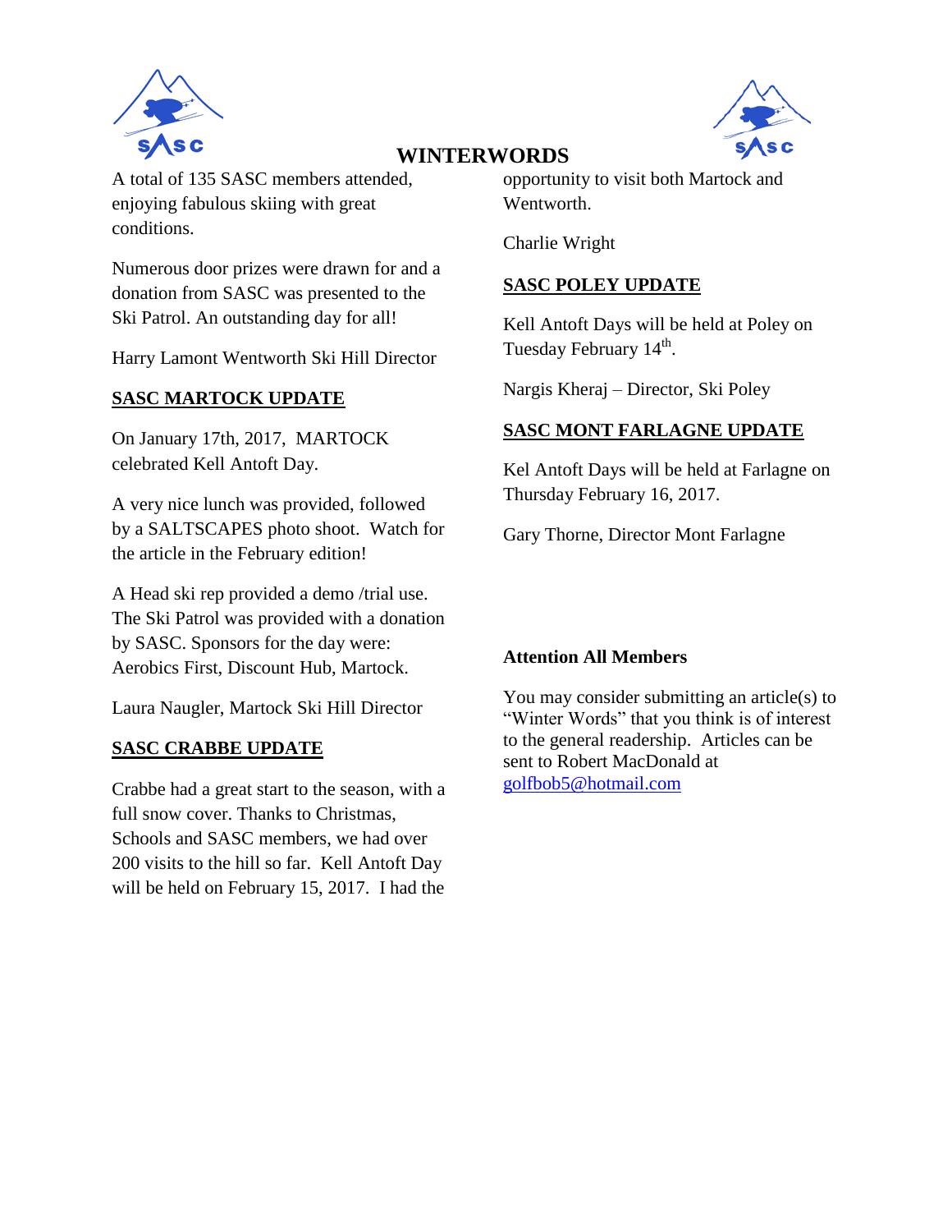# WINTERWORDS

A total of 135 SASC members attended, enjoying fabulous skiing with great conditions.

Numerous door prizes were drawn for and a donation from SASC was presented to the Ski Patrol. An outstanding day for all!

Harry Lamont Wentworth Ski Hill Director

**SASC MARTOCK UPDATE**

On January 17th, 2017, MARTOCK celebrated Kell Antoft Day.

A very nice lunch was provided, followed by a SALTSCAPES photo shoot. Watch for the article in the February edition!

A Head ski rep provided a demo /trial use. The Ski Patrol was provided with a donation by SASC. Sponsors for the day were: Aerobics First, Discount Hub, Martock.

Laura Naugler, Martock Ski Hill Director

**SASC CRABBE UPDATE**

Crabbe had a great start to the season, with a full snow cover. Thanks to Christmas, Schools and SASC members, we had over 200 visits to the hill so far. Kell Antoft Day will be held on February 15, 2017. I had the opportunity to visit both Martock and Wentworth.

Charlie Wright

**SASC POLEY UPDATE**

Kell Antoft Days will be held at Poley on Tuesday February 14th.

Nargis Kheraj – Director, Ski Poley

**SASC MONT FARLAGNE UPDATE**

Kel Antoft Days will be held at Farlagne on Thursday February 16, 2017.

Gary Thorne, Director Mont Farlagne

**Attention All Members**

You may consider submitting an article(s) to "Winter Words" that you think is of interest to the general readership. Articles can be sent to Robert MacDonald at golfbob5@hotmail.com